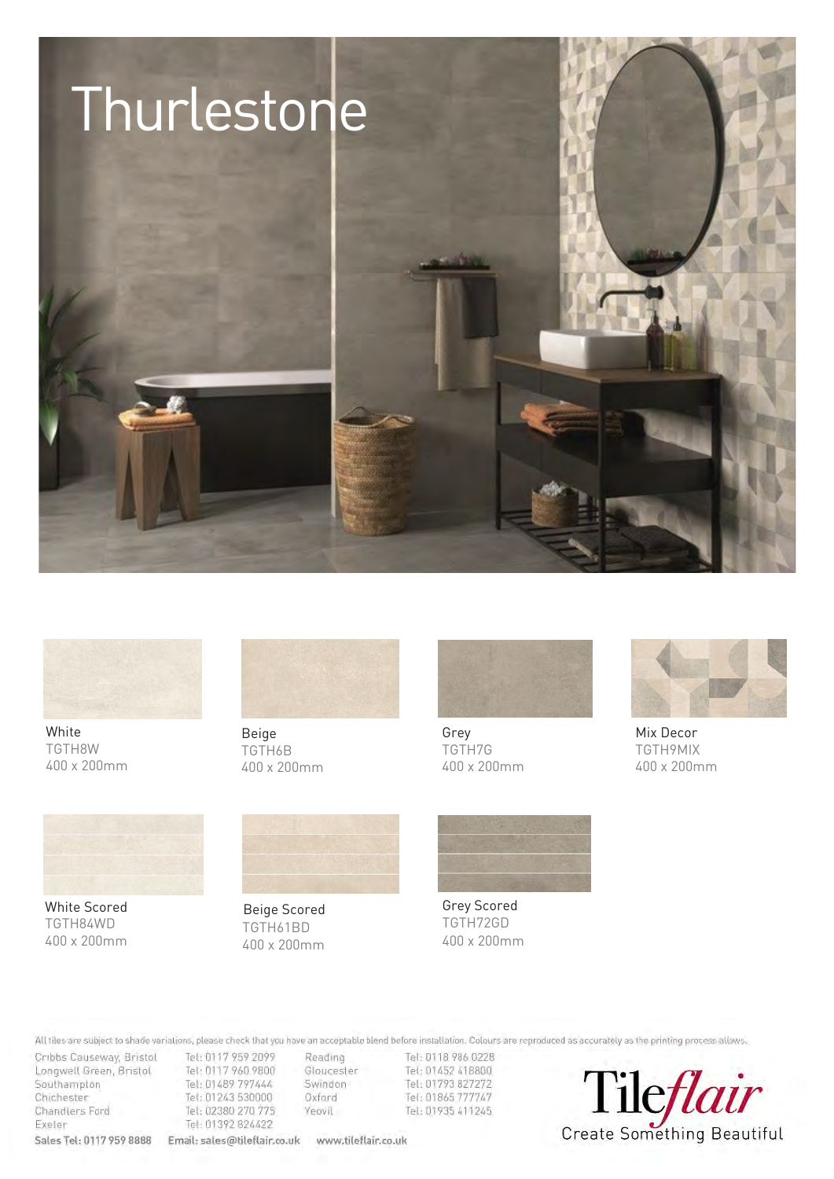# Thurlestone

White
TGTH8W
400 x 200mm

Beige
TGTH6B
400 x 200mm

Grey
TGTH7G
400 x 200mm

Mix Decor
TGTH9MIX
400 x 200mm

White Scored
TGTH84WD
400 x 200mm

Beige Scored
TGTH61BD
400 x 200mm

Grey Scored
TGTH72GD
400 x 200mm

All tiles are subject to shade variations, please check that you have an acceptable blend before installation. Colours are reproduced as accurately as the printing process allows.

| | | | |
|---|---|---|---|
| Cribbs Causeway, Bristol | Tel: 0117 959 2099 | Reading | Tel: 0118 986 0228 |
| Longwell Green, Bristol | Tel: 0117 960 9800 | Gloucester | Tel: 01452 418800 |
| Southampton | Tel: 01489 797444 | Swindon | Tel: 01793 827272 |
| Chichester | Tel: 01243 530000 | Oxford | Tel: 01865 777747 |
| Chandlers Ford | Tel: 02380 270 775 | Yeovil | Tel: 01935 411245 |
| Exeter | Tel: 01392 824422 | | |

**Sales Tel: 0117 959 8888** Email: sales@tileflair.co.uk www.tileflair.co.uk

Tileflair
Create Something Beautiful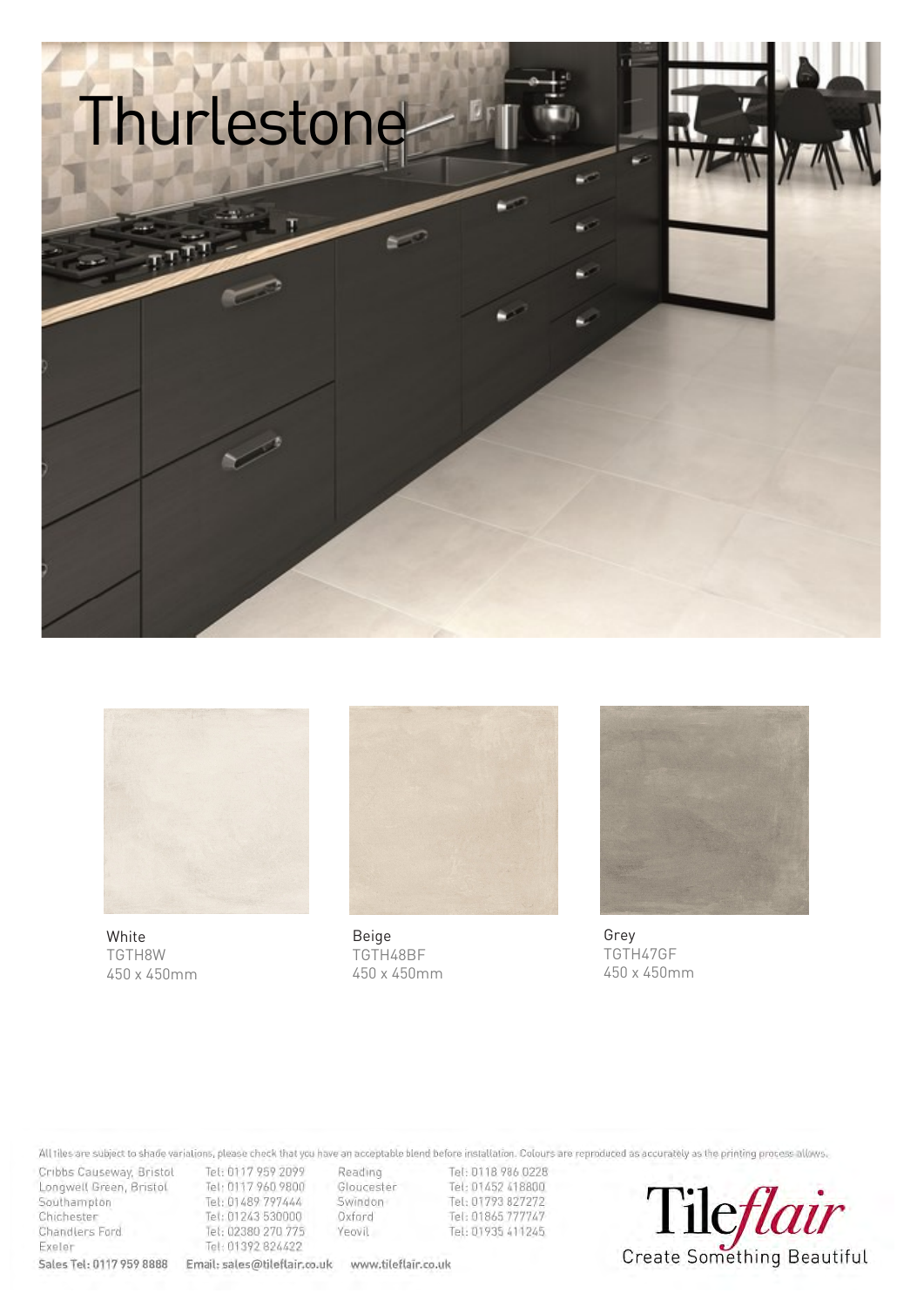# Thurlestone

White
TGTH8W
450 x 450mm

Beige
TGTH48BF
450 x 450mm

Grey
TGTH47GF
450 x 450mm

All tiles are subject to shade variations, please check that you have an acceptable blend before installation. Colours are reproduced as accurately as the printing process allows.

| | | | |
|---|---|---|---|
| Cribbs Causeway, Bristol | Tel: 0117 959 2099 | Reading | Tel: 0118 986 0228 |
| Longwell Green, Bristol | Tel: 0117 960 9800 | Gloucester | Tel: 01452 418800 |
| Southampton | Tel: 01489 797444 | Swindon | Tel: 01793 827272 |
| Chichester | Tel: 01243 530000 | Oxford | Tel: 01865 777747 |
| Chandlers Ford | Tel: 02380 270 775 | Yeovil | Tel: 01935 411245 |
| Exeter | Tel: 01392 824422 | | |

Sales Tel: 0117 959 8888 Email: sales@tileflair.co.uk www.tileflair.co.uk

Tileflair
Create Something Beautiful